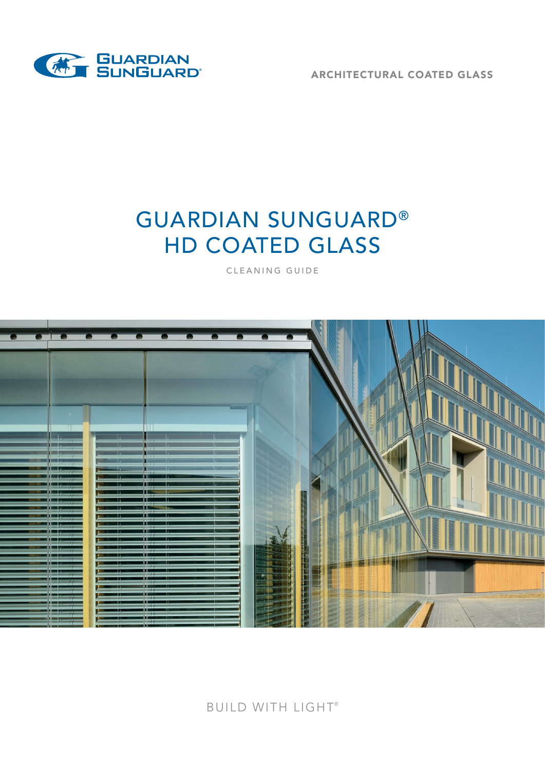GUARDIAN SUNGUARD®

ARCHITECTURAL COATED GLASS

# GUARDIAN SUNGUARD® HD COATED GLASS

CLEANING GUIDE

BUILD WITH LIGHT®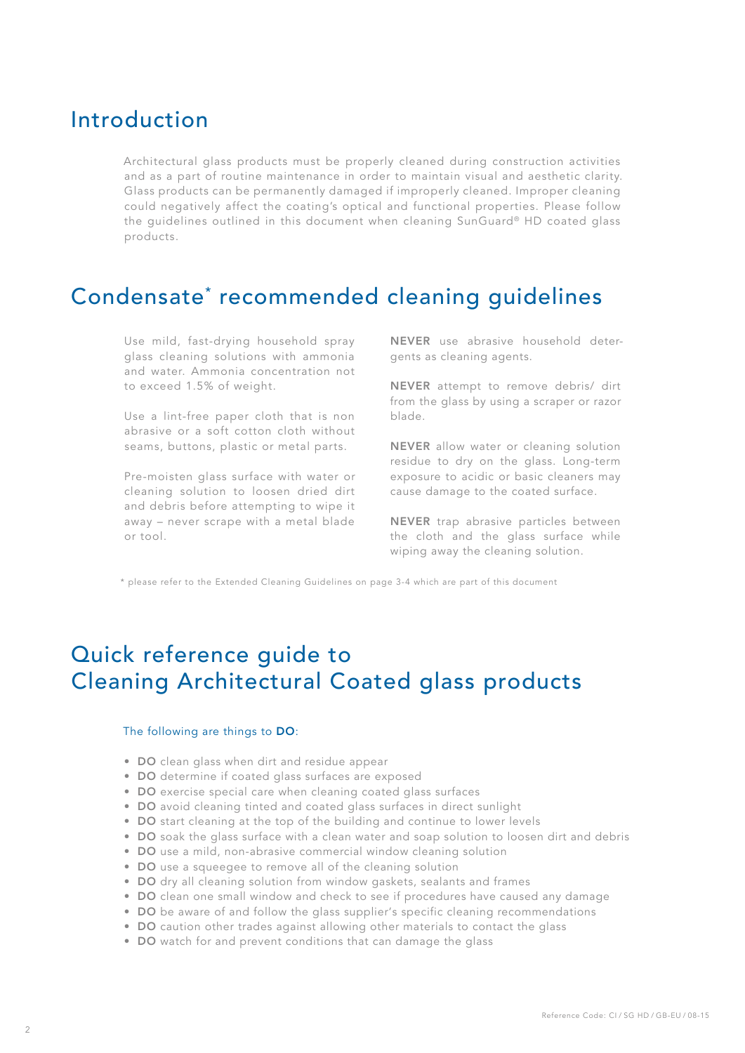## Introduction

Architectural glass products must be properly cleaned during construction activities and as a part of routine maintenance in order to maintain visual and aesthetic clarity. Glass products can be permanently damaged if improperly cleaned. Improper cleaning could negatively affect the coating's optical and functional properties. Please follow the guidelines outlined in this document when cleaning SunGuard® HD coated glass products.

## Condensate* recommended cleaning guidelines

Use mild, fast-drying household spray glass cleaning solutions with ammonia and water. Ammonia concentration not to exceed 1.5% of weight.

Use a lint-free paper cloth that is non abrasive or a soft cotton cloth without seams, buttons, plastic or metal parts.

Pre-moisten glass surface with water or cleaning solution to loosen dried dirt and debris before attempting to wipe it away – never scrape with a metal blade or tool.

**NEVER** use abrasive household detergents as cleaning agents.

**NEVER** attempt to remove debris/ dirt from the glass by using a scraper or razor blade.

**NEVER** allow water or cleaning solution residue to dry on the glass. Long-term exposure to acidic or basic cleaners may cause damage to the coated surface.

**NEVER** trap abrasive particles between the cloth and the glass surface while wiping away the cleaning solution.

* please refer to the Extended Cleaning Guidelines on page 3-4 which are part of this document

## Quick reference guide to Cleaning Architectural Coated glass products

The following are things to **DO**:

- **DO** clean glass when dirt and residue appear
- **DO** determine if coated glass surfaces are exposed
- **DO** exercise special care when cleaning coated glass surfaces
- **DO** avoid cleaning tinted and coated glass surfaces in direct sunlight
- **DO** start cleaning at the top of the building and continue to lower levels
- **DO** soak the glass surface with a clean water and soap solution to loosen dirt and debris
- **DO** use a mild, non-abrasive commercial window cleaning solution
- **DO** use a squeegee to remove all of the cleaning solution
- **DO** dry all cleaning solution from window gaskets, sealants and frames
- **DO** clean one small window and check to see if procedures have caused any damage
- **DO** be aware of and follow the glass supplier's specific cleaning recommendations
- **DO** caution other trades against allowing other materials to contact the glass
- **DO** watch for and prevent conditions that can damage the glass

Reference Code: CI / SG HD / GB-EU / 08-15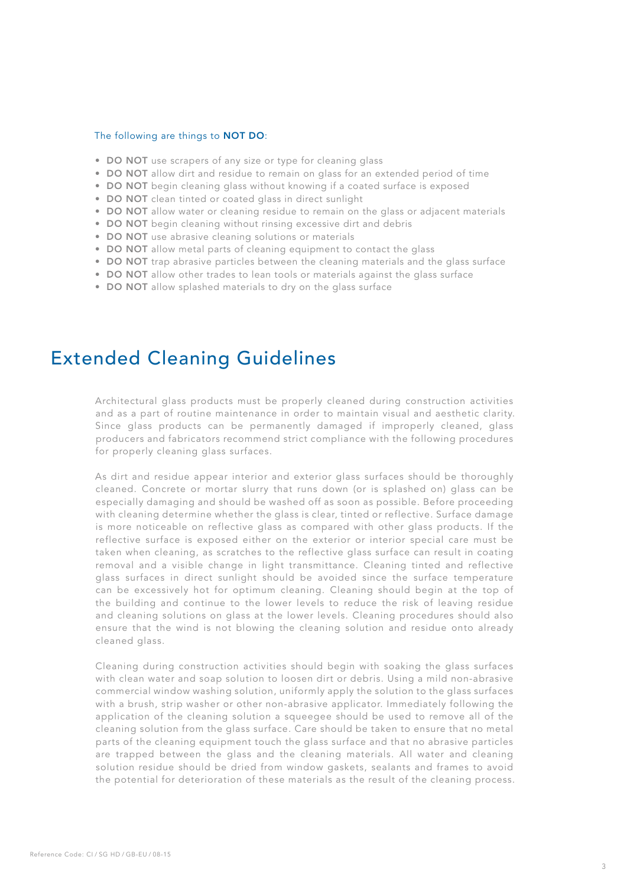The following are things to **NOT DO**:

- **DO NOT** use scrapers of any size or type for cleaning glass
- **DO NOT** allow dirt and residue to remain on glass for an extended period of time
- **DO NOT** begin cleaning glass without knowing if a coated surface is exposed
- **DO NOT** clean tinted or coated glass in direct sunlight
- **DO NOT** allow water or cleaning residue to remain on the glass or adjacent materials
- **DO NOT** begin cleaning without rinsing excessive dirt and debris
- **DO NOT** use abrasive cleaning solutions or materials
- **DO NOT** allow metal parts of cleaning equipment to contact the glass
- **DO NOT** trap abrasive particles between the cleaning materials and the glass surface
- **DO NOT** allow other trades to lean tools or materials against the glass surface
- **DO NOT** allow splashed materials to dry on the glass surface

# Extended Cleaning Guidelines

Architectural glass products must be properly cleaned during construction activities and as a part of routine maintenance in order to maintain visual and aesthetic clarity. Since glass products can be permanently damaged if improperly cleaned, glass producers and fabricators recommend strict compliance with the following procedures for properly cleaning glass surfaces.

As dirt and residue appear interior and exterior glass surfaces should be thoroughly cleaned. Concrete or mortar slurry that runs down (or is splashed on) glass can be especially damaging and should be washed off as soon as possible. Before proceeding with cleaning determine whether the glass is clear, tinted or reflective. Surface damage is more noticeable on reflective glass as compared with other glass products. If the reflective surface is exposed either on the exterior or interior special care must be taken when cleaning, as scratches to the reflective glass surface can result in coating removal and a visible change in light transmittance. Cleaning tinted and reflective glass surfaces in direct sunlight should be avoided since the surface temperature can be excessively hot for optimum cleaning. Cleaning should begin at the top of the building and continue to the lower levels to reduce the risk of leaving residue and cleaning solutions on glass at the lower levels. Cleaning procedures should also ensure that the wind is not blowing the cleaning solution and residue onto already cleaned glass.

Cleaning during construction activities should begin with soaking the glass surfaces with clean water and soap solution to loosen dirt or debris. Using a mild non-abrasive commercial window washing solution, uniformly apply the solution to the glass surfaces with a brush, strip washer or other non-abrasive applicator. Immediately following the application of the cleaning solution a squeegee should be used to remove all of the cleaning solution from the glass surface. Care should be taken to ensure that no metal parts of the cleaning equipment touch the glass surface and that no abrasive particles are trapped between the glass and the cleaning materials. All water and cleaning solution residue should be dried from window gaskets, sealants and frames to avoid the potential for deterioration of these materials as the result of the cleaning process.

Reference Code: CI / SG HD / GB-EU / 08-15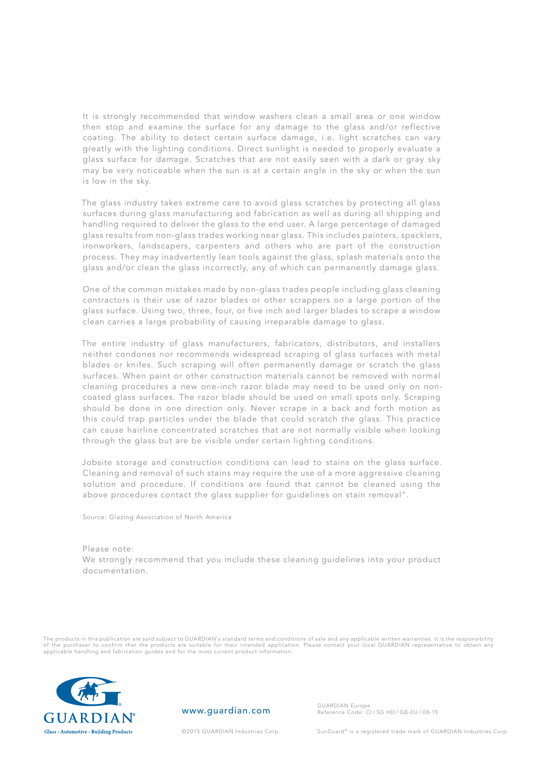It is strongly recommended that window washers clean a small area or one window then stop and examine the surface for any damage to the glass and/or reflective coating. The ability to detect certain surface damage, i.e. light scratches can vary greatly with the lighting conditions. Direct sunlight is needed to properly evaluate a glass surface for damage. Scratches that are not easily seen with a dark or gray sky may be very noticeable when the sun is at a certain angle in the sky or when the sun is low in the sky.

The glass industry takes extreme care to avoid glass scratches by protecting all glass surfaces during glass manufacturing and fabrication as well as during all shipping and handling required to deliver the glass to the end user. A large percentage of damaged glass results from non-glass trades working near glass. This includes painters, spacklers, ironworkers, landscapers, carpenters and others who are part of the construction process. They may inadvertently lean tools against the glass, splash materials onto the glass and/or clean the glass incorrectly, any of which can permanently damage glass.

One of the common mistakes made by non-glass trades people including glass cleaning contractors is their use of razor blades or other scrappers on a large portion of the glass surface. Using two, three, four, or five inch and larger blades to scrape a window clean carries a large probability of causing irreparable damage to glass.

The entire industry of glass manufacturers, fabricators, distributors, and installers neither condones nor recommends widespread scraping of glass surfaces with metal blades or knifes. Such scraping will often permanently damage or scratch the glass surfaces. When paint or other construction materials cannot be removed with normal cleaning procedures a new one-inch razor blade may need to be used only on non-coated glass surfaces. The razor blade should be used on small spots only. Scraping should be done in one direction only. Never scrape in a back and forth motion as this could trap particles under the blade that could scratch the glass. This practice can cause hairline concentrated scratches that are not normally visible when looking through the glass but are be visible under certain lighting conditions.

Jobsite storage and construction conditions can lead to stains on the glass surface. Cleaning and removal of such stains may require the use of a more aggressive cleaning solution and procedure. If conditions are found that cannot be cleaned using the above procedures contact the glass supplier for guidelines on stain removal".

Source: Glazing Association of North America

Please note:
We strongly recommend that you include these cleaning guidelines into your product documentation.

The products in this publication are sold subject to GUARDIAN's standard terms and conditions of sale and any applicable written warranties. It is the responsibility of the purchaser to confirm that the products are suitable for their intended application. Please contact your local GUARDIAN representative to obtain any applicable handling and fabrication guides and for the most current product information.

GUARDIAN®

Glass · Automotive · Building Products

www.guardian.com

GUARDIAN Europe
Reference Code: CI / SG HD / GB-EU / 08-15

©2015 GUARDIAN Industries Corp.

SunGuard® is a registered trade mark of GUARDIAN Industries Corp.